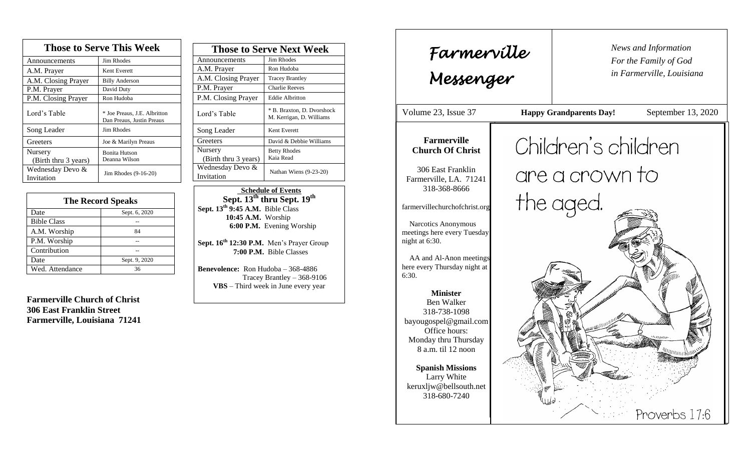## Those to Serve This Week

| Those to Serve This Week | |
|---|---|
| Announcements | Jim Rhodes |
| A.M. Prayer | Kent Everett |
| A.M. Closing Prayer | Billy Anderson |
| P.M. Prayer | David Duty |
| P.M. Closing Prayer | Ron Hudoba |
| Lord's Table | * Joe Preaus, J.E. Albritton Dan Preaus, Justin Preaus |
| Song Leader | Jim Rhodes |
| Greeters | Joe & Marilyn Preaus |
| Nursery (Birth thru 3 years) | Bonita Hutson Deanna Wilson |
| Wednesday Devo & Invitation | Jim Rhodes (9-16-20) |

## The Record Speaks

| The Record Speaks | |
|---|---|
| Date | Sept. 6, 2020 |
| Bible Class | -- |
| A.M. Worship | 84 |
| P.M. Worship | -- |
| Contribution | -- |
| Date | Sept. 9, 2020 |
| Wed. Attendance | 36 |

**Farmerville Church of Christ**
**306 East Franklin Street**
**Farmerville, Louisiana 71241**

## Those to Serve Next Week

| Those to Serve Next Week | |
|---|---|
| Announcements | Jim Rhodes |
| A.M. Prayer | Ron Hudoba |
| A.M. Closing Prayer | Tracey Brantley |
| P.M. Prayer | Charlie Reeves |
| P.M. Closing Prayer | Eddie Albritton |
| Lord's Table | * B. Braxton, D. Dvorshock M. Kerrigan, D. Williams |
| Song Leader | Kent Everett |
| Greeters | David & Debbie Williams |
| Nursery (Birth thru 3 years) | Betty Rhodes Kaia Read |
| Wednesday Devo & Invitation | Nathan Wiens (9-23-20) |

**Schedule of Events**
**Sept. 13th thru Sept. 19th**

**Sept. 13th 9:45 A.M.** Bible Class
**10:45 A.M.** Worship
**6:00 P.M.** Evening Worship

**Sept. 16th 12:30 P.M.** Men's Prayer Group
**7:00 P.M.** Bible Classes

**Benevolence:** Ron Hudoba – 368-4886
Tracey Brantley – 368-9106
**VBS** – Third week in June every year

# Farmerville Messenger

*News and Information For the Family of God in Farmerville, Louisiana*

Volume 23, Issue 37 — **Happy Grandparents Day!** — September 13, 2020

**Farmerville Church Of Christ**

306 East Franklin
Farmerville, LA. 71241
318-368-8666

farmervillechurchofchrist.org

Narcotics Anonymous meetings here every Tuesday night at 6:30.

AA and Al-Anon meetings here every Thursday night at 6:30.

**Minister**
Ben Walker
318-738-1098
bayougospel@gmail.com
Office hours:
Monday thru Thursday
8 a.m. til 12 noon

**Spanish Missions**
Larry White
keruxljw@bellsouth.net
318-680-7240

Children's children are a crown to the aged.

Proverbs 17:6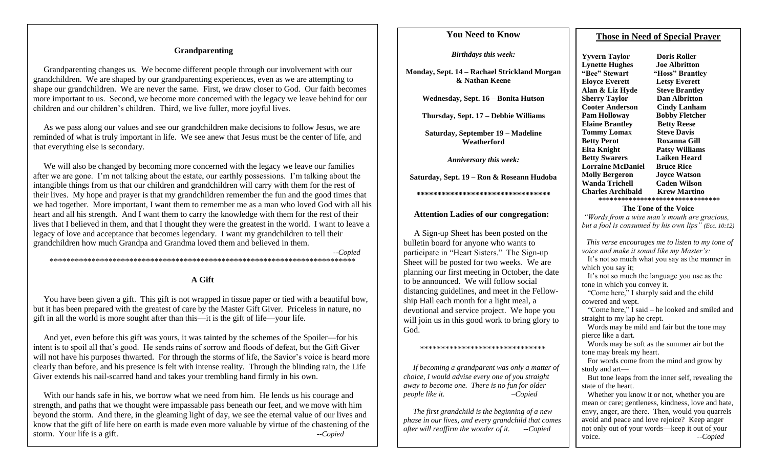## Grandparenting

Grandparenting changes us. We become different people through our involvement with our grandchildren. We are shaped by our grandparenting experiences, even as we are attempting to shape our grandchildren. We are never the same. First, we draw closer to God. Our faith becomes more important to us. Second, we become more concerned with the legacy we leave behind for our children and our children's children. Third, we live fuller, more joyful lives.

As we pass along our values and see our grandchildren make decisions to follow Jesus, we are reminded of what is truly important in life. We see anew that Jesus must be the center of life, and that everything else is secondary.

We will also be changed by becoming more concerned with the legacy we leave our families after we are gone. I'm not talking about the estate, our earthly possessions. I'm talking about the intangible things from us that our children and grandchildren will carry with them for the rest of their lives. My hope and prayer is that my grandchildren remember the fun and the good times that we had together. More important, I want them to remember me as a man who loved God with all his heart and all his strength. And I want them to carry the knowledge with them for the rest of their lives that I believed in them, and that I thought they were the greatest in the world. I want to leave a legacy of love and acceptance that becomes legendary. I want my grandchildren to tell their grandchildren how much Grandpa and Grandma loved them and believed in them.

*--Copied*

\*\*\*\*\*\*\*\*\*\*\*\*\*\*\*\*\*\*\*\*\*\*\*\*\*\*\*\*\*\*\*\*\*\*\*\*\*\*\*\*\*\*\*\*\*\*\*\*\*\*\*\*\*\*\*\*\*\*\*\*\*\*\*\*\*\*\*\*\*\*\*\*\*\*\*\*

## A Gift

You have been given a gift. This gift is not wrapped in tissue paper or tied with a beautiful bow, but it has been prepared with the greatest of care by the Master Gift Giver. Priceless in nature, no gift in all the world is more sought after than this—it is the gift of life—your life.

And yet, even before this gift was yours, it was tainted by the schemes of the Spoiler—for his intent is to spoil all that's good. He sends rains of sorrow and floods of defeat, but the Gift Giver will not have his purposes thwarted. For through the storms of life, the Savior's voice is heard more clearly than before, and his presence is felt with intense reality. Through the blinding rain, the Life Giver extends his nail-scarred hand and takes your trembling hand firmly in his own.

With our hands safe in his, we borrow what we need from him. He lends us his courage and strength, and paths that we thought were impassable pass beneath our feet, and we move with him beyond the storm. And there, in the gleaming light of day, we see the eternal value of our lives and know that the gift of life here on earth is made even more valuable by virtue of the chastening of the storm. Your life is a gift.

*--Copied*

## You Need to Know

***Birthdays this week:***

**Monday, Sept. 14 – Rachael Strickland Morgan & Nathan Keene**

**Wednesday, Sept. 16 – Bonita Hutson**

**Thursday, Sept. 17 – Debbie Williams**

**Saturday, September 19 – Madeline Weatherford**

***Anniversary this week:***

**Saturday, Sept. 19 – Ron & Roseann Hudoba**

\*\*\*\*\*\*\*\*\*\*\*\*\*\*\*\*\*\*\*\*\*\*\*\*\*\*\*\*\*\*\*\*

### Attention Ladies of our congregation:

A Sign-up Sheet has been posted on the bulletin board for anyone who wants to participate in "Heart Sisters." The Sign-up Sheet will be posted for two weeks. We are planning our first meeting in October, the date to be announced. We will follow social distancing guidelines, and meet in the Fellowship Hall each month for a light meal, a devotional and service project. We hope you will join us in this good work to bring glory to God.

\*\*\*\*\*\*\*\*\*\*\*\*\*\*\*\*\*\*\*\*\*\*\*\*\*\*\*\*\*\*

*If becoming a grandparent was only a matter of choice, I would advise every one of you straight away to become one. There is no fun for older people like it. –Copied*

*The first grandchild is the beginning of a new phase in our lives, and every grandchild that comes after will reaffirm the wonder of it. --Copied*

## Those in Need of Special Prayer

| | |
|---|---|
| **Yyvern Taylor** | **Doris Roller** |
| **Lynette Hughes** | **Joe Albritton** |
| **"Bee" Stewart** | **"Hoss" Brantley** |
| **Eloyce Everett** | **Letsy Everett** |
| **Alan & Liz Hyde** | **Steve Brantley** |
| **Sherry Taylor** | **Dan Albritton** |
| **Cooter Anderson** | **Cindy Lanham** |
| **Pam Holloway** | **Bobby Fletcher** |
| **Elaine Brantley** | **Betty Reese** |
| **Tommy Lomax** | **Steve Davis** |
| **Betty Perot** | **Roxanna Gill** |
| **Elta Knight** | **Patsy Williams** |
| **Betty Swarers** | **Laiken Heard** |
| **Lorraine McDaniel** | **Bruce Rice** |
| **Molly Bergeron** | **Joyce Watson** |
| **Wanda Trichell** | **Caden Wilson** |
| **Charles Archibald** | **Krew Martino** |

\*\*\*\*\*\*\*\*\*\*\*\*\*\*\*\*\*\*\*\*\*\*\*\*\*\*\*\*\*\*\*

### The Tone of the Voice

*"Words from a wise man's mouth are gracious, but a fool is consumed by his own lips" (Ecc. 10:12)*

*This verse encourages me to listen to my tone of voice and make it sound like my Master's:*

It's not so much what you say as the manner in which you say it;

It's not so much the language you use as the tone in which you convey it.

"Come here," I sharply said and the child cowered and wept.

"Come here," I said – he looked and smiled and straight to my lap he crept.

Words may be mild and fair but the tone may pierce like a dart.

Words may be soft as the summer air but the tone may break my heart.

For words come from the mind and grow by study and art—

But tone leaps from the inner self, revealing the state of the heart.

Whether you know it or not, whether you are mean or care; gentleness, kindness, love and hate, envy, anger, are there. Then, would you quarrels avoid and peace and love rejoice? Keep anger not only out of your words—keep it out of your voice.

*--Copied*